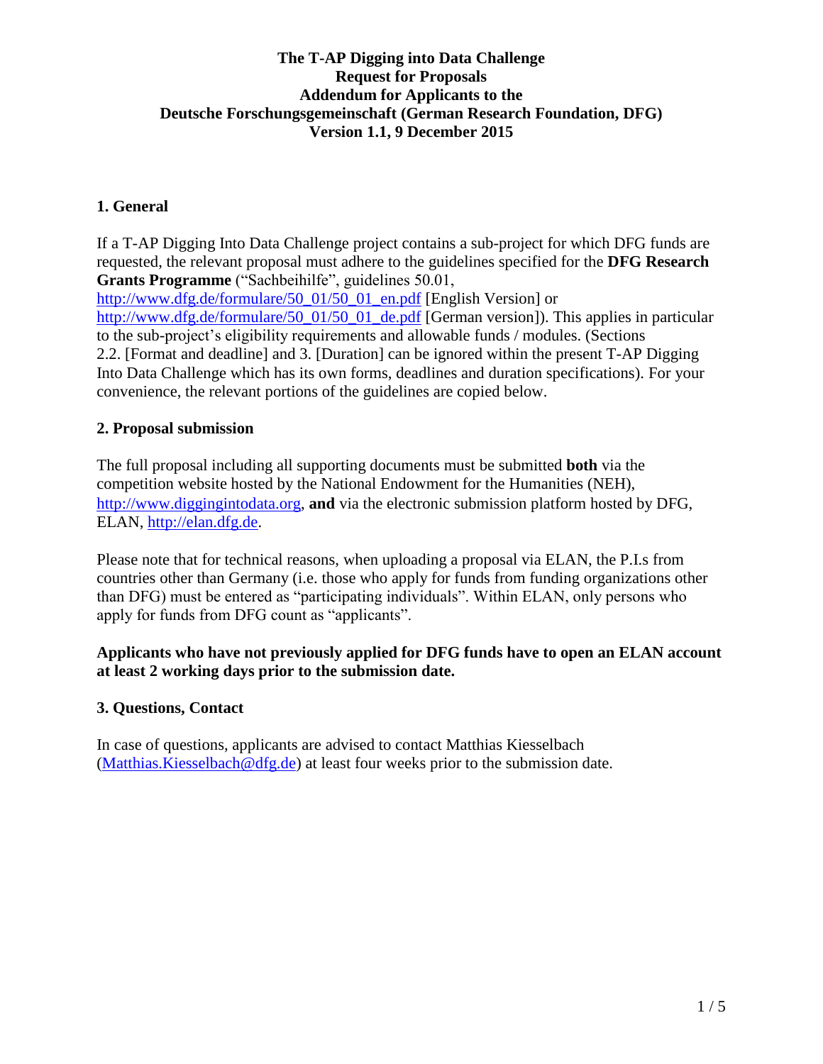**The T-AP Digging into Data Challenge**
**Request for Proposals**
**Addendum for Applicants to the**
**Deutsche Forschungsgemeinschaft (German Research Foundation, DFG)**
**Version 1.1, 9 December 2015**

## 1. General

If a T-AP Digging Into Data Challenge project contains a sub-project for which DFG funds are requested, the relevant proposal must adhere to the guidelines specified for the **DFG Research Grants Programme** ("Sachbeihilfe", guidelines 50.01, http://www.dfg.de/formulare/50_01/50_01_en.pdf [English Version] or http://www.dfg.de/formulare/50_01/50_01_de.pdf [German version]). This applies in particular to the sub-project's eligibility requirements and allowable funds / modules. (Sections 2.2. [Format and deadline] and 3. [Duration] can be ignored within the present T-AP Digging Into Data Challenge which has its own forms, deadlines and duration specifications). For your convenience, the relevant portions of the guidelines are copied below.

## 2. Proposal submission

The full proposal including all supporting documents must be submitted **both** via the competition website hosted by the National Endowment for the Humanities (NEH), http://www.diggingintodata.org, **and** via the electronic submission platform hosted by DFG, ELAN, http://elan.dfg.de.

Please note that for technical reasons, when uploading a proposal via ELAN, the P.I.s from countries other than Germany (i.e. those who apply for funds from funding organizations other than DFG) must be entered as "participating individuals". Within ELAN, only persons who apply for funds from DFG count as "applicants".

**Applicants who have not previously applied for DFG funds have to open an ELAN account at least 2 working days prior to the submission date.**

## 3. Questions, Contact

In case of questions, applicants are advised to contact Matthias Kiesselbach (Matthias.Kiesselbach@dfg.de) at least four weeks prior to the submission date.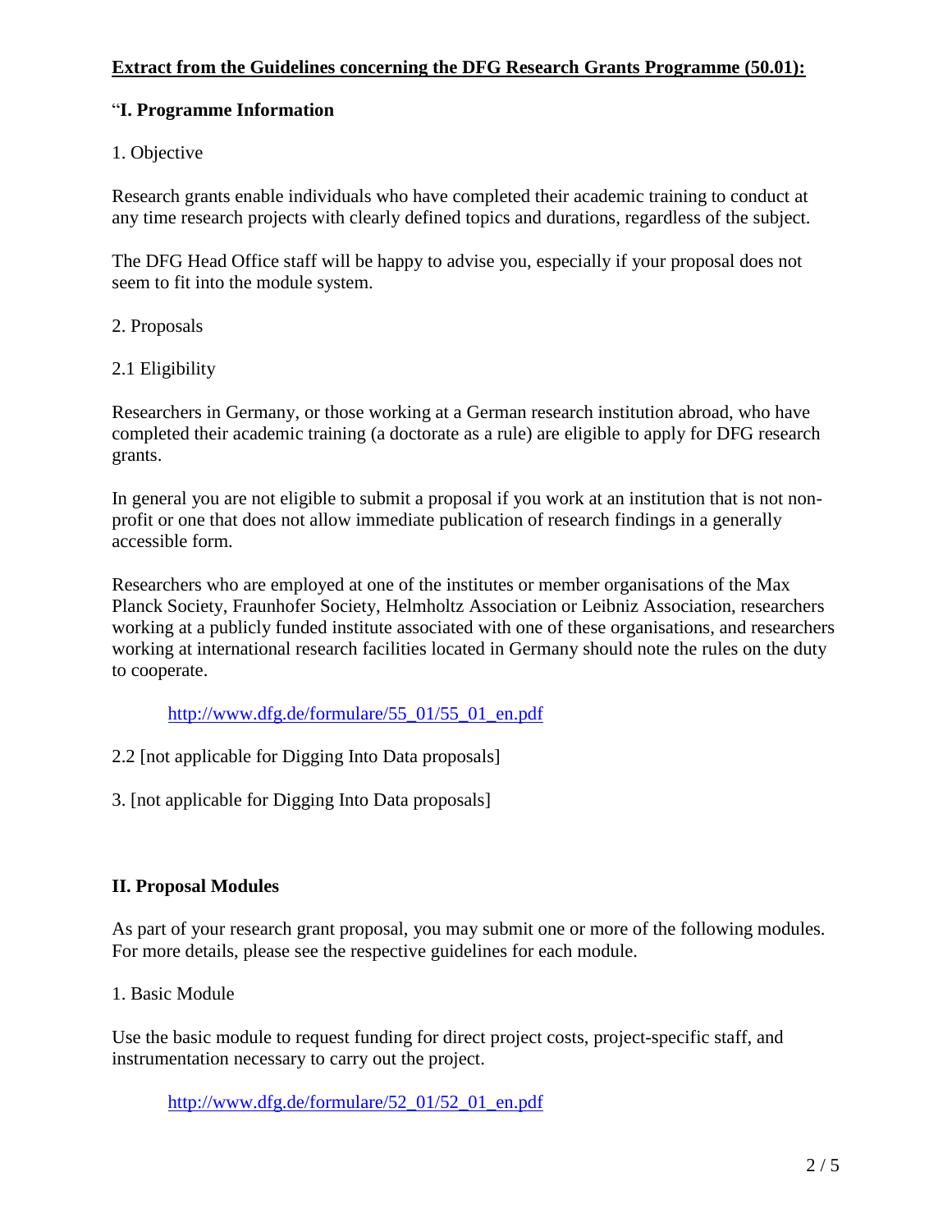**Extract from the Guidelines concerning the DFG Research Grants Programme (50.01):**

"**I. Programme Information**

1. Objective

Research grants enable individuals who have completed their academic training to conduct at any time research projects with clearly defined topics and durations, regardless of the subject.

The DFG Head Office staff will be happy to advise you, especially if your proposal does not seem to fit into the module system.

2. Proposals

2.1 Eligibility

Researchers in Germany, or those working at a German research institution abroad, who have completed their academic training (a doctorate as a rule) are eligible to apply for DFG research grants.

In general you are not eligible to submit a proposal if you work at an institution that is not non-profit or one that does not allow immediate publication of research findings in a generally accessible form.

Researchers who are employed at one of the institutes or member organisations of the Max Planck Society, Fraunhofer Society, Helmholtz Association or Leibniz Association, researchers working at a publicly funded institute associated with one of these organisations, and researchers working at international research facilities located in Germany should note the rules on the duty to cooperate.

> http://www.dfg.de/formulare/55_01/55_01_en.pdf

2.2 [not applicable for Digging Into Data proposals]

3. [not applicable for Digging Into Data proposals]

**II. Proposal Modules**

As part of your research grant proposal, you may submit one or more of the following modules. For more details, please see the respective guidelines for each module.

1. Basic Module

Use the basic module to request funding for direct project costs, project-specific staff, and instrumentation necessary to carry out the project.

> http://www.dfg.de/formulare/52_01/52_01_en.pdf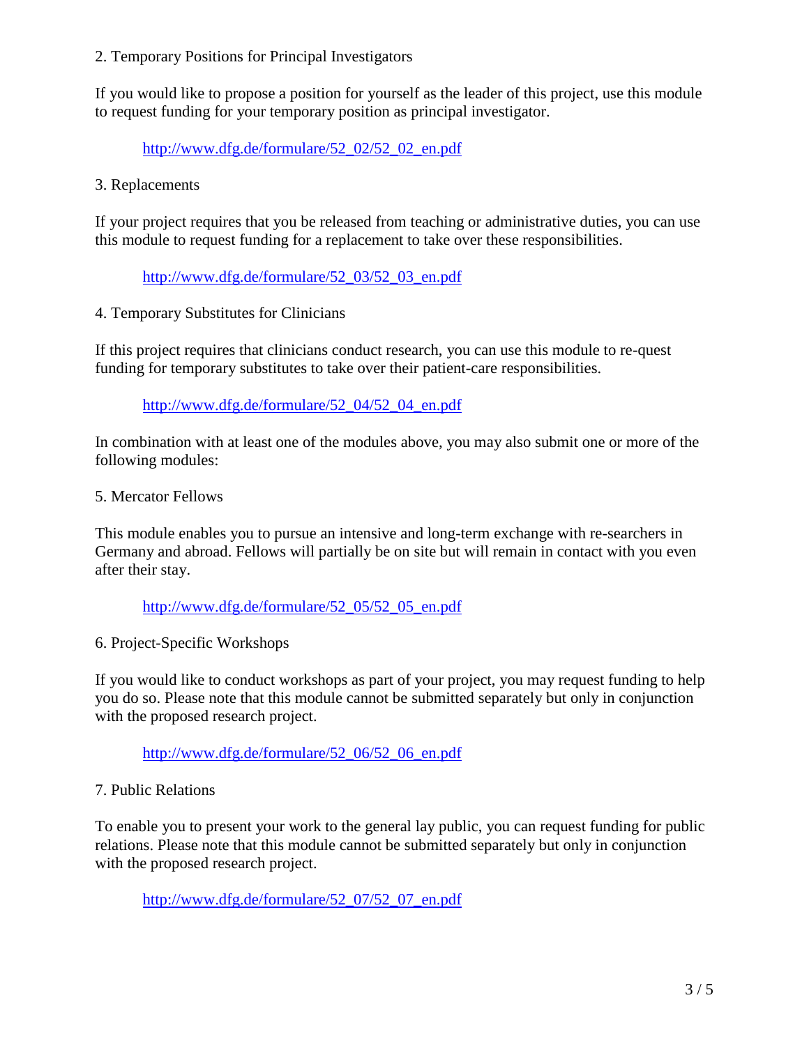2. Temporary Positions for Principal Investigators

If you would like to propose a position for yourself as the leader of this project, use this module to request funding for your temporary position as principal investigator.

http://www.dfg.de/formulare/52_02/52_02_en.pdf

3. Replacements

If your project requires that you be released from teaching or administrative duties, you can use this module to request funding for a replacement to take over these responsibilities.

http://www.dfg.de/formulare/52_03/52_03_en.pdf

4. Temporary Substitutes for Clinicians

If this project requires that clinicians conduct research, you can use this module to re-quest funding for temporary substitutes to take over their patient-care responsibilities.

http://www.dfg.de/formulare/52_04/52_04_en.pdf

In combination with at least one of the modules above, you may also submit one or more of the following modules:

5. Mercator Fellows

This module enables you to pursue an intensive and long-term exchange with re-searchers in Germany and abroad. Fellows will partially be on site but will remain in contact with you even after their stay.

http://www.dfg.de/formulare/52_05/52_05_en.pdf

6. Project-Specific Workshops

If you would like to conduct workshops as part of your project, you may request funding to help you do so. Please note that this module cannot be submitted separately but only in conjunction with the proposed research project.

http://www.dfg.de/formulare/52_06/52_06_en.pdf

7. Public Relations

To enable you to present your work to the general lay public, you can request funding for public relations. Please note that this module cannot be submitted separately but only in conjunction with the proposed research project.

http://www.dfg.de/formulare/52_07/52_07_en.pdf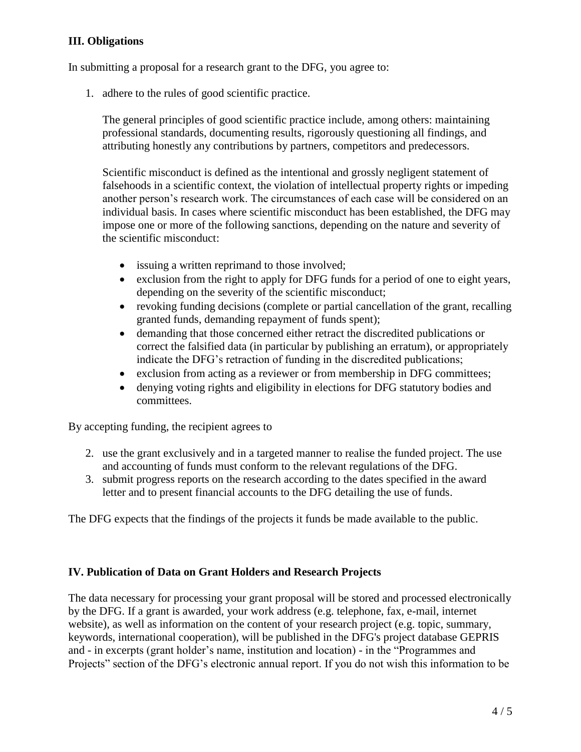### III. Obligations

In submitting a proposal for a research grant to the DFG, you agree to:

1. adhere to the rules of good scientific practice.

   The general principles of good scientific practice include, among others: maintaining professional standards, documenting results, rigorously questioning all findings, and attributing honestly any contributions by partners, competitors and predecessors.

   Scientific misconduct is defined as the intentional and grossly negligent statement of falsehoods in a scientific context, the violation of intellectual property rights or impeding another person's research work. The circumstances of each case will be considered on an individual basis. In cases where scientific misconduct has been established, the DFG may impose one or more of the following sanctions, depending on the nature and severity of the scientific misconduct:

   - issuing a written reprimand to those involved;
   - exclusion from the right to apply for DFG funds for a period of one to eight years, depending on the severity of the scientific misconduct;
   - revoking funding decisions (complete or partial cancellation of the grant, recalling granted funds, demanding repayment of funds spent);
   - demanding that those concerned either retract the discredited publications or correct the falsified data (in particular by publishing an erratum), or appropriately indicate the DFG's retraction of funding in the discredited publications;
   - exclusion from acting as a reviewer or from membership in DFG committees;
   - denying voting rights and eligibility in elections for DFG statutory bodies and committees.

By accepting funding, the recipient agrees to

2. use the grant exclusively and in a targeted manner to realise the funded project. The use and accounting of funds must conform to the relevant regulations of the DFG.
3. submit progress reports on the research according to the dates specified in the award letter and to present financial accounts to the DFG detailing the use of funds.

The DFG expects that the findings of the projects it funds be made available to the public.

### IV. Publication of Data on Grant Holders and Research Projects

The data necessary for processing your grant proposal will be stored and processed electronically by the DFG. If a grant is awarded, your work address (e.g. telephone, fax, e-mail, internet website), as well as information on the content of your research project (e.g. topic, summary, keywords, international cooperation), will be published in the DFG's project database GEPRIS and - in excerpts (grant holder's name, institution and location) - in the "Programmes and Projects" section of the DFG's electronic annual report. If you do not wish this information to be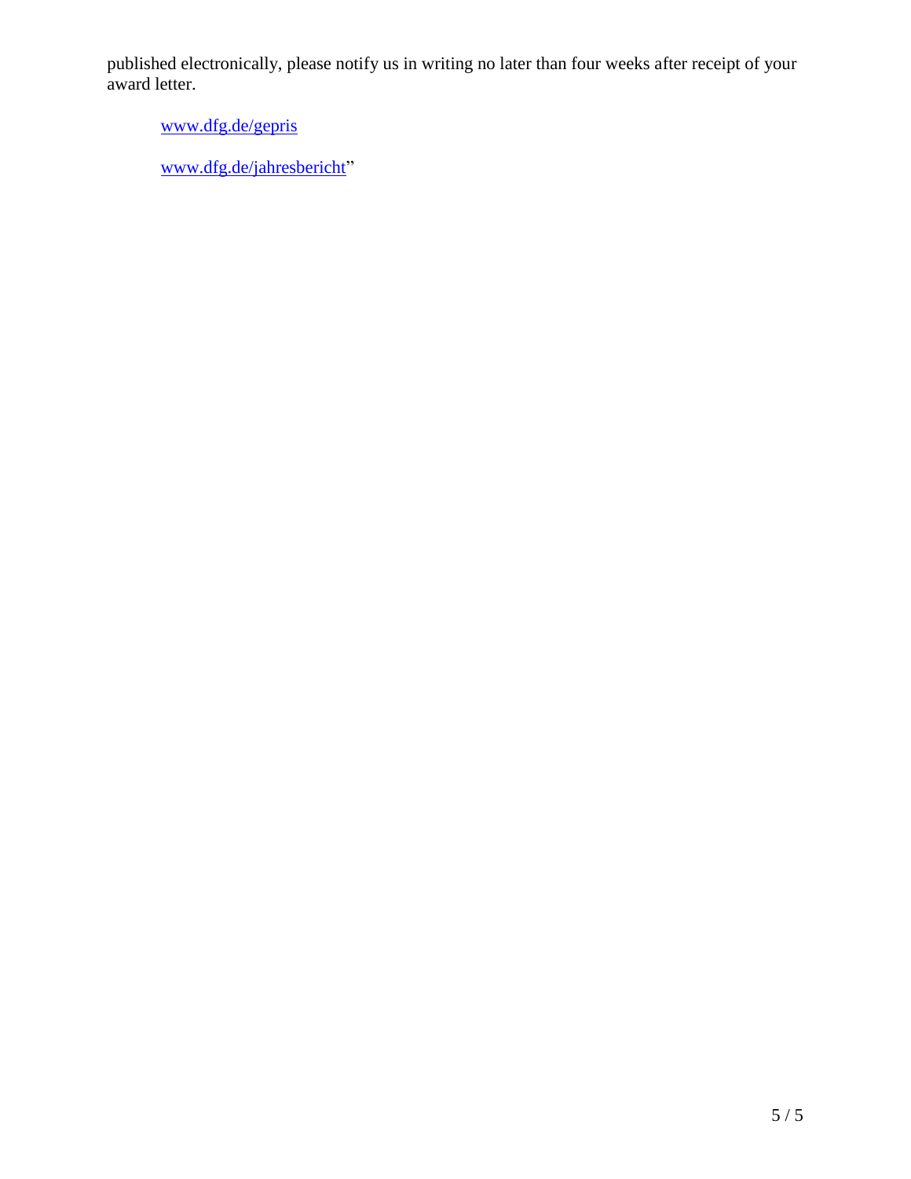published electronically, please notify us in writing no later than four weeks after receipt of your award letter.

[www.dfg.de/gepris](http://www.dfg.de/gepris)

[www.dfg.de/jahresbericht](http://www.dfg.de/jahresbericht)"